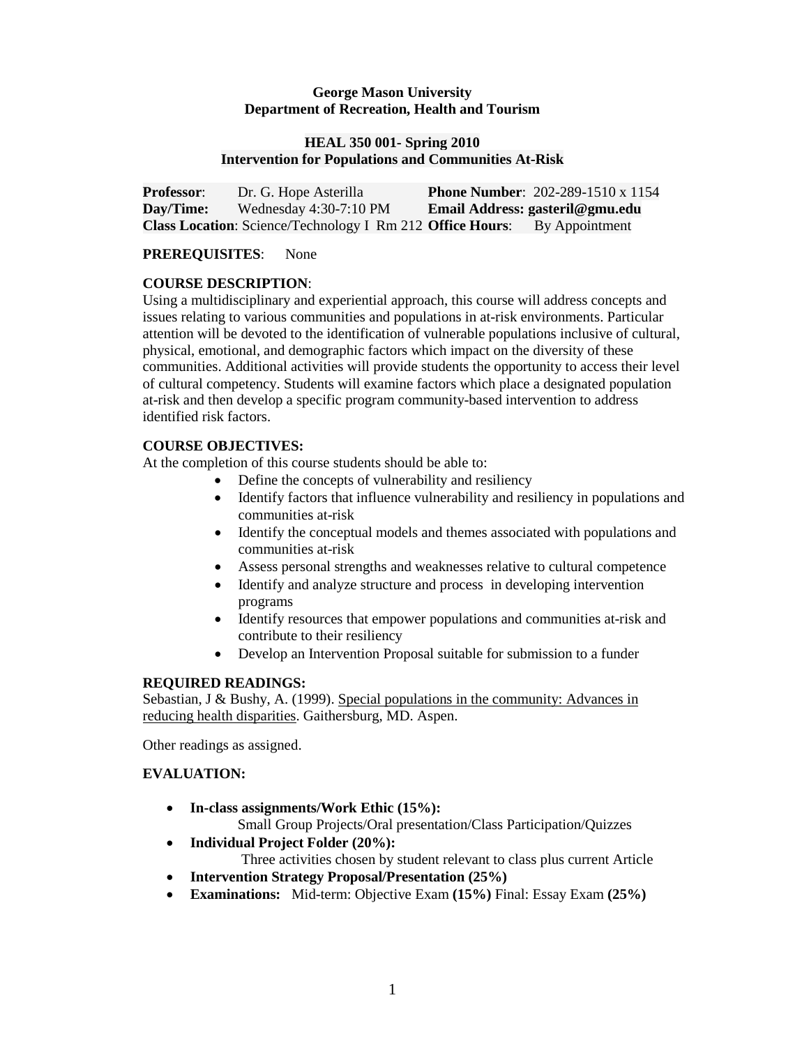**George Mason University**
**Department of Recreation, Health and Tourism**

**HEAL 350 001- Spring 2010**
**Intervention for Populations and Communities At-Risk**

| | | | |
|---|---|---|---|
| **Professor**: | Dr. G. Hope Asterilla | **Phone Number**: | 202-289-1510 x 1154 |
| **Day/Time:** | Wednesday 4:30-7:10 PM | **Email Address:** | **gasteril@gmu.edu** |
| **Class Location**: | Science/Technology I Rm 212 | **Office Hours**: | By Appointment |

**PREREQUISITES**: None

**COURSE DESCRIPTION**:
Using a multidisciplinary and experiential approach, this course will address concepts and issues relating to various communities and populations in at-risk environments. Particular attention will be devoted to the identification of vulnerable populations inclusive of cultural, physical, emotional, and demographic factors which impact on the diversity of these communities. Additional activities will provide students the opportunity to access their level of cultural competency. Students will examine factors which place a designated population at-risk and then develop a specific program community-based intervention to address identified risk factors.

**COURSE OBJECTIVES:**
At the completion of this course students should be able to:

- Define the concepts of vulnerability and resiliency
- Identify factors that influence vulnerability and resiliency in populations and communities at-risk
- Identify the conceptual models and themes associated with populations and communities at-risk
- Assess personal strengths and weaknesses relative to cultural competence
- Identify and analyze structure and process in developing intervention programs
- Identify resources that empower populations and communities at-risk and contribute to their resiliency
- Develop an Intervention Proposal suitable for submission to a funder

**REQUIRED READINGS:**
Sebastian, J & Bushy, A. (1999). Special populations in the community: Advances in reducing health disparities. Gaithersburg, MD. Aspen.

Other readings as assigned.

**EVALUATION:**

- **In-class assignments/Work Ethic (15%):**
  Small Group Projects/Oral presentation/Class Participation/Quizzes
- **Individual Project Folder (20%):**
  Three activities chosen by student relevant to class plus current Article
- **Intervention Strategy Proposal/Presentation (25%)**
- **Examinations:** Mid-term: Objective Exam **(15%)** Final: Essay Exam **(25%)**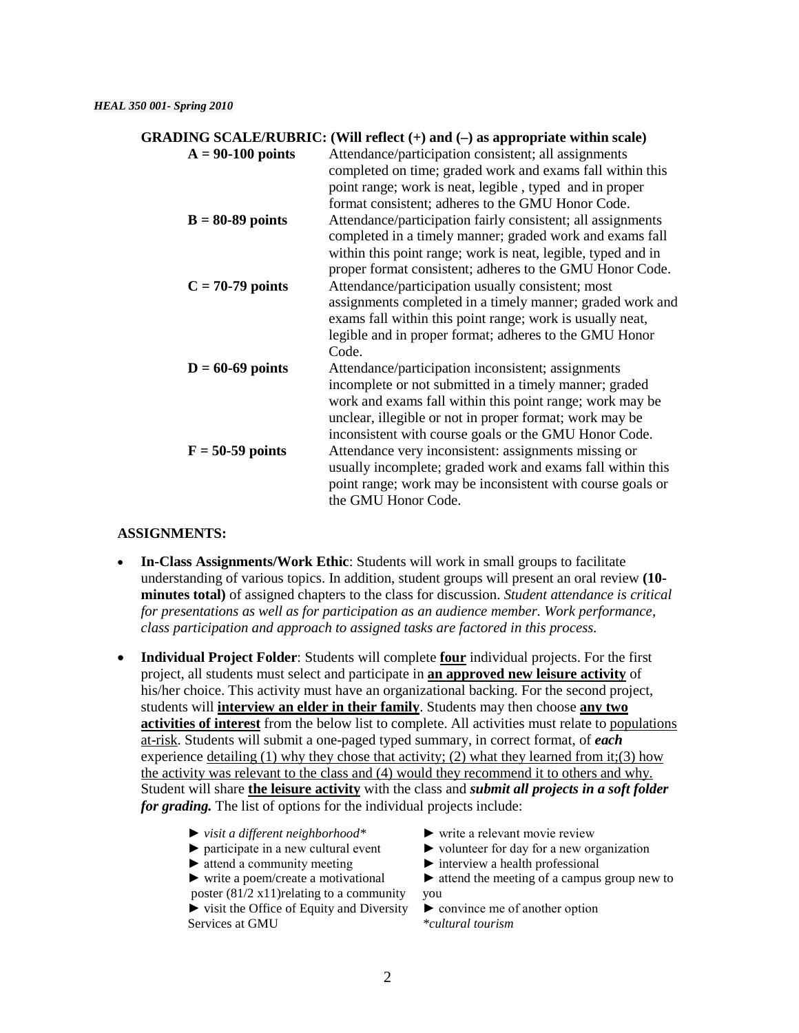**GRADING SCALE/RUBRIC: (Will reflect (+) and (–) as appropriate within scale)**

| | |
|---|---|
| **A = 90-100 points** | Attendance/participation consistent; all assignments completed on time; graded work and exams fall within this point range; work is neat, legible , typed and in proper format consistent; adheres to the GMU Honor Code. |
| **B = 80-89 points** | Attendance/participation fairly consistent; all assignments completed in a timely manner; graded work and exams fall within this point range; work is neat, legible, typed and in proper format consistent; adheres to the GMU Honor Code. |
| **C = 70-79 points** | Attendance/participation usually consistent; most assignments completed in a timely manner; graded work and exams fall within this point range; work is usually neat, legible and in proper format; adheres to the GMU Honor Code. |
| **D = 60-69 points** | Attendance/participation inconsistent; assignments incomplete or not submitted in a timely manner; graded work and exams fall within this point range; work may be unclear, illegible or not in proper format; work may be inconsistent with course goals or the GMU Honor Code. |
| **F = 50-59 points** | Attendance very inconsistent: assignments missing or usually incomplete; graded work and exams fall within this point range; work may be inconsistent with course goals or the GMU Honor Code. |

**ASSIGNMENTS:**

- **In-Class Assignments/Work Ethic**: Students will work in small groups to facilitate understanding of various topics. In addition, student groups will present an oral review **(10-minutes total)** of assigned chapters to the class for discussion. *Student attendance is critical for presentations as well as for participation as an audience member. Work performance, class participation and approach to assigned tasks are factored in this process.*

- **Individual Project Folder**: Students will complete **four** individual projects. For the first project, all students must select and participate in **an approved new leisure activity** of his/her choice. This activity must have an organizational backing. For the second project, students will **interview an elder in their family**. Students may then choose **any two activities of interest** from the below list to complete. All activities must relate to populations at-risk. Students will submit a one-paged typed summary, in correct format, of ***each*** experience detailing (1) why they chose that activity; (2) what they learned from it;(3) how the activity was relevant to the class and (4) would they recommend it to others and why. Student will share **the leisure activity** with the class and ***submit all projects in a soft folder for grading.*** The list of options for the individual projects include:

  - ► *visit a different neighborhood**
  - ► participate in a new cultural event
  - ► attend a community meeting
  - ► write a poem/create a motivational poster (81/2 x11)relating to a community
  - ► visit the Office of Equity and Diversity Services at GMU
  - ► write a relevant movie review
  - ► volunteer for day for a new organization
  - ► interview a health professional
  - ► attend the meeting of a campus group new to you
  - ► convince me of another option

  **cultural tourism*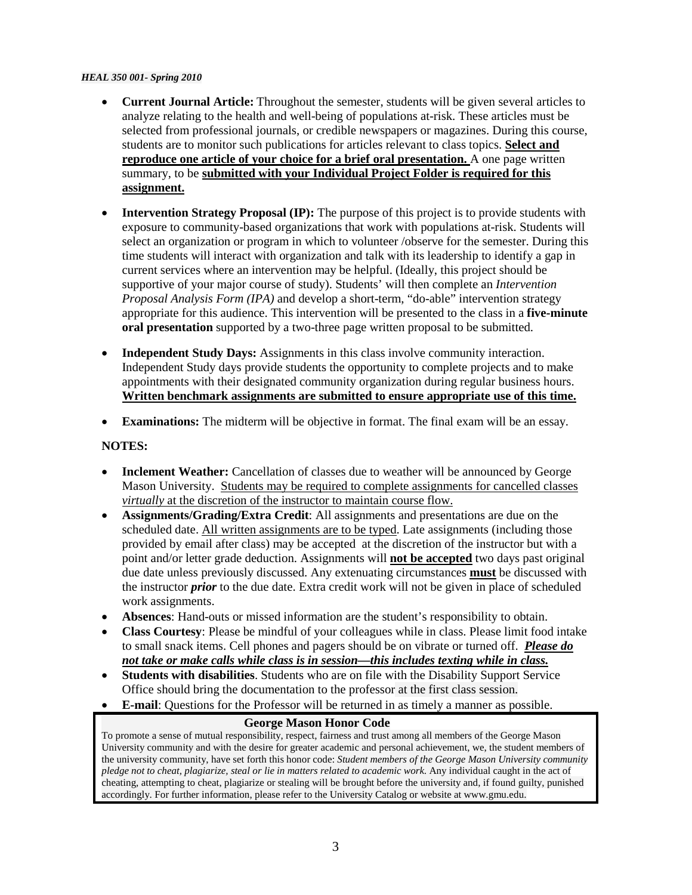- **Current Journal Article:** Throughout the semester, students will be given several articles to analyze relating to the health and well-being of populations at-risk. These articles must be selected from professional journals, or credible newspapers or magazines. During this course, students are to monitor such publications for articles relevant to class topics. **Select and reproduce one article of your choice for a brief oral presentation.** A one page written summary, to be **submitted with your Individual Project Folder is required for this assignment.**

- **Intervention Strategy Proposal (IP):** The purpose of this project is to provide students with exposure to community-based organizations that work with populations at-risk. Students will select an organization or program in which to volunteer /observe for the semester. During this time students will interact with organization and talk with its leadership to identify a gap in current services where an intervention may be helpful. (Ideally, this project should be supportive of your major course of study). Students' will then complete an *Intervention Proposal Analysis Form (IPA)* and develop a short-term, "do-able" intervention strategy appropriate for this audience. This intervention will be presented to the class in a **five-minute oral presentation** supported by a two-three page written proposal to be submitted.

- **Independent Study Days:** Assignments in this class involve community interaction. Independent Study days provide students the opportunity to complete projects and to make appointments with their designated community organization during regular business hours. **Written benchmark assignments are submitted to ensure appropriate use of this time.**

- **Examinations:** The midterm will be objective in format. The final exam will be an essay.

**NOTES:**

- **Inclement Weather:** Cancellation of classes due to weather will be announced by George Mason University. Students may be required to complete assignments for cancelled classes *virtually* at the discretion of the instructor to maintain course flow.
- **Assignments/Grading/Extra Credit**: All assignments and presentations are due on the scheduled date. All written assignments are to be typed. Late assignments (including those provided by email after class) may be accepted at the discretion of the instructor but with a point and/or letter grade deduction. Assignments will **not be accepted** two days past original due date unless previously discussed. Any extenuating circumstances **must** be discussed with the instructor ***prior*** to the due date. Extra credit work will not be given in place of scheduled work assignments.
- **Absences**: Hand-outs or missed information are the student's responsibility to obtain.
- **Class Courtesy**: Please be mindful of your colleagues while in class. Please limit food intake to small snack items. Cell phones and pagers should be on vibrate or turned off. ***Please do not take or make calls while class is in session—this includes texting while in class.***
- **Students with disabilities**. Students who are on file with the Disability Support Service Office should bring the documentation to the professor at the first class session.
- **E-mail**: Questions for the Professor will be returned in as timely a manner as possible.

**George Mason Honor Code**

To promote a sense of mutual responsibility, respect, fairness and trust among all members of the George Mason University community and with the desire for greater academic and personal achievement, we, the student members of the university community, have set forth this honor code: *Student members of the George Mason University community pledge not to cheat, plagiarize, steal or lie in matters related to academic work.* Any individual caught in the act of cheating, attempting to cheat, plagiarize or stealing will be brought before the university and, if found guilty, punished accordingly. For further information, please refer to the University Catalog or website at www.gmu.edu.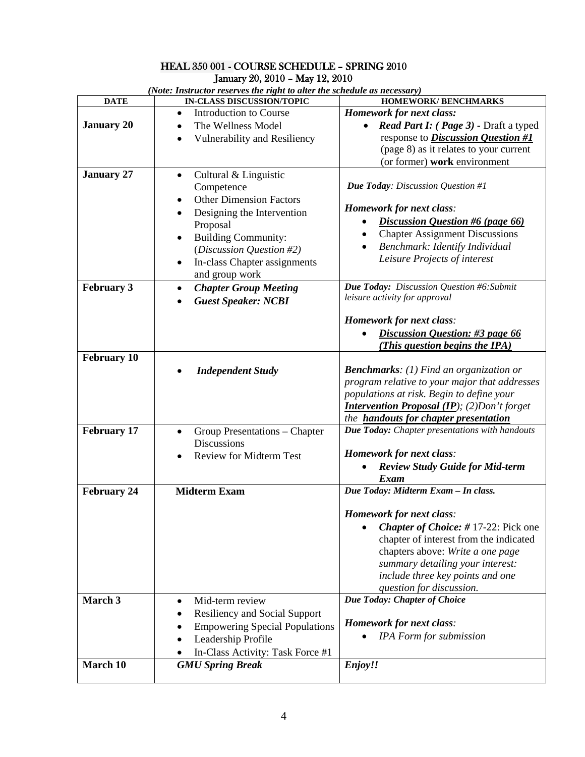# HEAL 350 001 - COURSE SCHEDULE – SPRING 2010

January 20, 2010 – May 12, 2010

***(Note: Instructor reserves the right to alter the schedule as necessary)***

| DATE | IN-CLASS DISCUSSION/TOPIC | HOMEWORK/ BENCHMARKS |
|---|---|---|
| **January 20** | • Introduction to Course<br>• The Wellness Model<br>• Vulnerability and Resiliency | ***Homework for next class:***<br>• ***Read Part I: ( Page 3)*** - Draft a typed response to ***Discussion Question #1*** (page 8) as it relates to your current (or former) **work** environment |
| **January 27** | • Cultural & Linguistic Competence<br>• Other Dimension Factors<br>• Designing the Intervention Proposal<br>• Building Community: (*Discussion Question #2)*<br>• In-class Chapter assignments and group work | ***Due Today****: Discussion Question #1*<br><br>***Homework for next class****:*<br>• ***Discussion Question #6 (page 66)***<br>• Chapter Assignment Discussions<br>• *Benchmark: Identify Individual Leisure Projects of interest* |
| **February 3** | • ***Chapter Group Meeting***<br>• ***Guest Speaker: NCBI*** | ***Due Today:*** *Discussion Question #6:Submit leisure activity for approval*<br><br>***Homework for next class****:*<br>• ***Discussion Question: #3 page 66 (This question begins the IPA)*** |
| **February 10** | • ***Independent Study*** | ***Benchmarks****: (1) Find an organization or program relative to your major that addresses populations at risk. Begin to define your* ***Intervention Proposal (IP****); (2)Don't forget the* ***handouts for chapter presentation*** |
| **February 17** | • Group Presentations – Chapter Discussions<br>• Review for Midterm Test | ***Due Today:*** *Chapter presentations with handouts*<br><br>***Homework for next class****:*<br>• ***Review Study Guide for Mid-term Exam*** |
| **February 24** | **Midterm Exam** | ***Due Today: Midterm Exam – In class.***<br><br>***Homework for next class****:*<br>• ***Chapter of Choice: #*** 17-22: Pick one chapter of interest from the indicated chapters above: *Write a one page summary detailing your interest: include three key points and one question for discussion.* |
| **March 3** | • Mid-term review<br>• Resiliency and Social Support<br>• Empowering Special Populations<br>• Leadership Profile<br>• In-Class Activity: Task Force #1 | ***Due Today: Chapter of Choice***<br><br>***Homework for next class****:*<br>• *IPA Form for submission* |
| **March 10** | ***GMU Spring Break*** | ***Enjoy!!*** |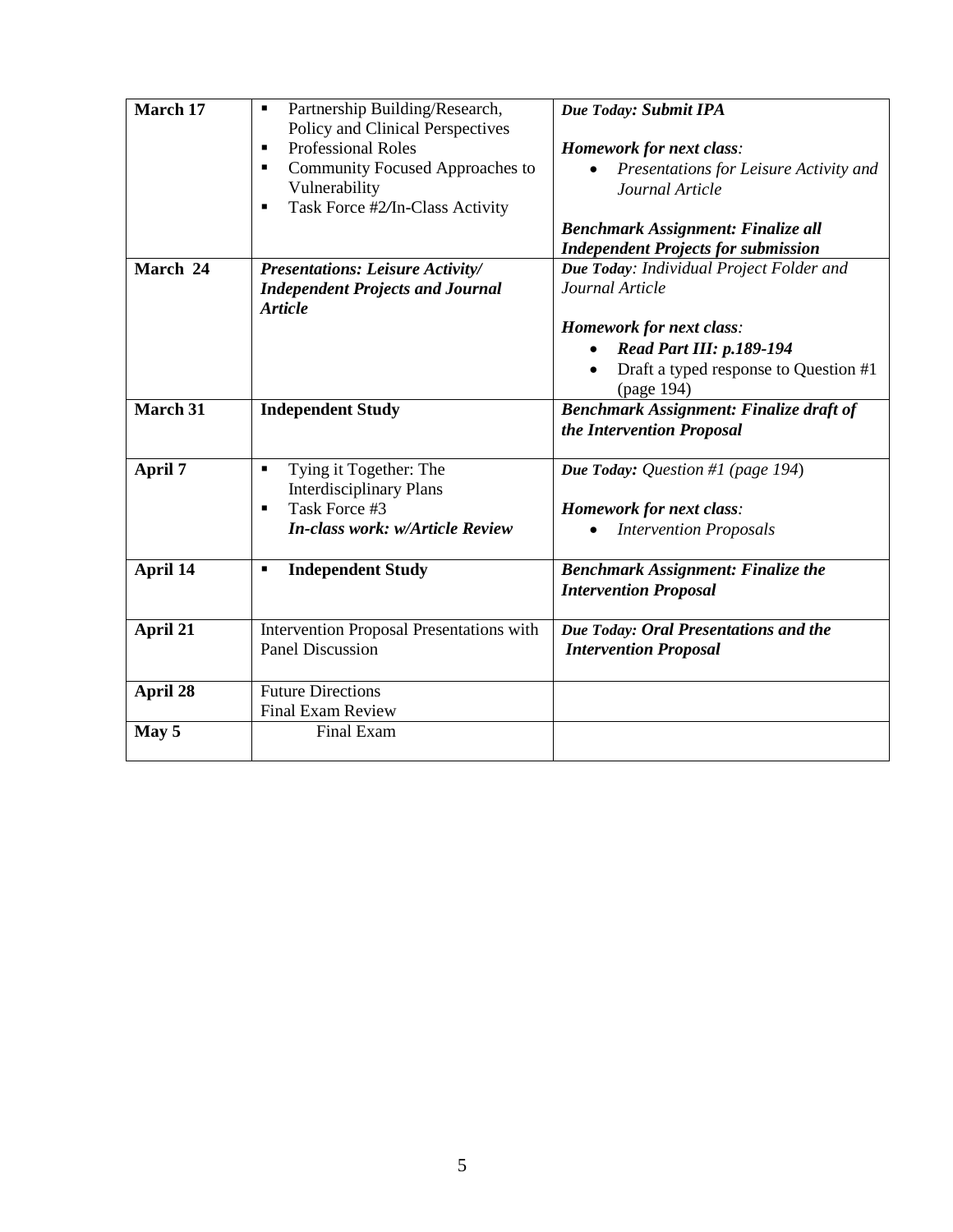| | | |
|---|---|---|
| **March 17** | ▪ Partnership Building/Research, Policy and Clinical Perspectives<br>▪ Professional Roles<br>▪ Community Focused Approaches to Vulnerability<br>▪ Task Force #2/In-Class Activity | ***Due Today: Submit IPA***<br><br>***Homework for next class****:*<br>• *Presentations for Leisure Activity and Journal Article*<br><br>***Benchmark Assignment: Finalize all Independent Projects for submission*** |
| **March 24** | ***Presentations: Leisure Activity/ Independent Projects and Journal Article*** | ***Due Today****: Individual Project Folder and Journal Article*<br><br>***Homework for next class****:*<br>• ***Read Part III: p.189-194***<br>• Draft a typed response to Question #1 (page 194) |
| **March 31** | **Independent Study** | ***Benchmark Assignment: Finalize draft of the Intervention Proposal*** |
| **April 7** | ▪ Tying it Together: The Interdisciplinary Plans<br>▪ Task Force #3<br>***In-class work: w/Article Review*** | ***Due Today:*** *Question #1 (page 194*)<br><br>***Homework for next class****:*<br>• *Intervention Proposals* |
| **April 14** | ▪ **Independent Study** | ***Benchmark Assignment: Finalize the Intervention Proposal*** |
| **April 21** | Intervention Proposal Presentations with Panel Discussion | ***Due Today: Oral Presentations and the Intervention Proposal*** |
| **April 28** | Future Directions<br>Final Exam Review | |
| **May 5** | Final Exam | |